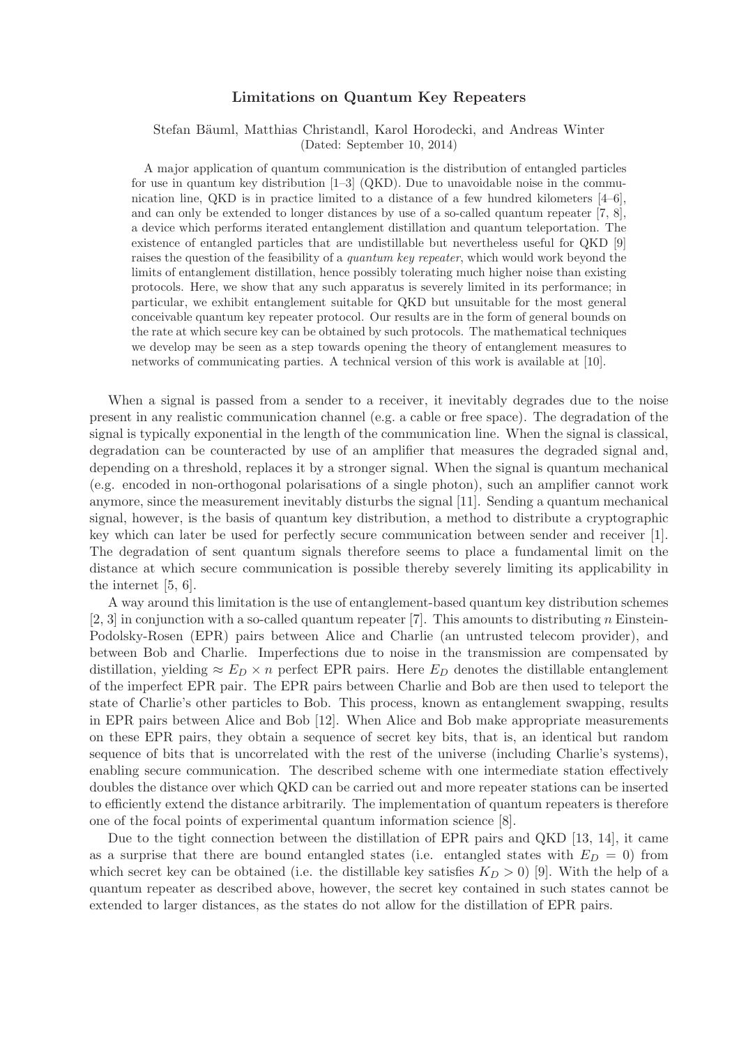# Limitations on Quantum Key Repeaters

Stefan Bäuml, Matthias Christandl, Karol Horodecki, and Andreas Winter
(Dated: September 10, 2014)

A major application of quantum communication is the distribution of entangled particles for use in quantum key distribution [1–3] (QKD). Due to unavoidable noise in the communication line, QKD is in practice limited to a distance of a few hundred kilometers [4–6], and can only be extended to longer distances by use of a so-called quantum repeater [7, 8], a device which performs iterated entanglement distillation and quantum teleportation. The existence of entangled particles that are undistillable but nevertheless useful for QKD [9] raises the question of the feasibility of a *quantum key repeater*, which would work beyond the limits of entanglement distillation, hence possibly tolerating much higher noise than existing protocols. Here, we show that any such apparatus is severely limited in its performance; in particular, we exhibit entanglement suitable for QKD but unsuitable for the most general conceivable quantum key repeater protocol. Our results are in the form of general bounds on the rate at which secure key can be obtained by such protocols. The mathematical techniques we develop may be seen as a step towards opening the theory of entanglement measures to networks of communicating parties. A technical version of this work is available at [10].

When a signal is passed from a sender to a receiver, it inevitably degrades due to the noise present in any realistic communication channel (e.g. a cable or free space). The degradation of the signal is typically exponential in the length of the communication line. When the signal is classical, degradation can be counteracted by use of an amplifier that measures the degraded signal and, depending on a threshold, replaces it by a stronger signal. When the signal is quantum mechanical (e.g. encoded in non-orthogonal polarisations of a single photon), such an amplifier cannot work anymore, since the measurement inevitably disturbs the signal [11]. Sending a quantum mechanical signal, however, is the basis of quantum key distribution, a method to distribute a cryptographic key which can later be used for perfectly secure communication between sender and receiver [1]. The degradation of sent quantum signals therefore seems to place a fundamental limit on the distance at which secure communication is possible thereby severely limiting its applicability in the internet [5, 6].

A way around this limitation is the use of entanglement-based quantum key distribution schemes [2, 3] in conjunction with a so-called quantum repeater [7]. This amounts to distributing $n$ Einstein-Podolsky-Rosen (EPR) pairs between Alice and Charlie (an untrusted telecom provider), and between Bob and Charlie. Imperfections due to noise in the transmission are compensated by distillation, yielding $\approx E_D \times n$ perfect EPR pairs. Here $E_D$ denotes the distillable entanglement of the imperfect EPR pair. The EPR pairs between Charlie and Bob are then used to teleport the state of Charlie's other particles to Bob. This process, known as entanglement swapping, results in EPR pairs between Alice and Bob [12]. When Alice and Bob make appropriate measurements on these EPR pairs, they obtain a sequence of secret key bits, that is, an identical but random sequence of bits that is uncorrelated with the rest of the universe (including Charlie's systems), enabling secure communication. The described scheme with one intermediate station effectively doubles the distance over which QKD can be carried out and more repeater stations can be inserted to efficiently extend the distance arbitrarily. The implementation of quantum repeaters is therefore one of the focal points of experimental quantum information science [8].

Due to the tight connection between the distillation of EPR pairs and QKD [13, 14], it came as a surprise that there are bound entangled states (i.e. entangled states with $E_D = 0$) from which secret key can be obtained (i.e. the distillable key satisfies $K_D > 0$) [9]. With the help of a quantum repeater as described above, however, the secret key contained in such states cannot be extended to larger distances, as the states do not allow for the distillation of EPR pairs.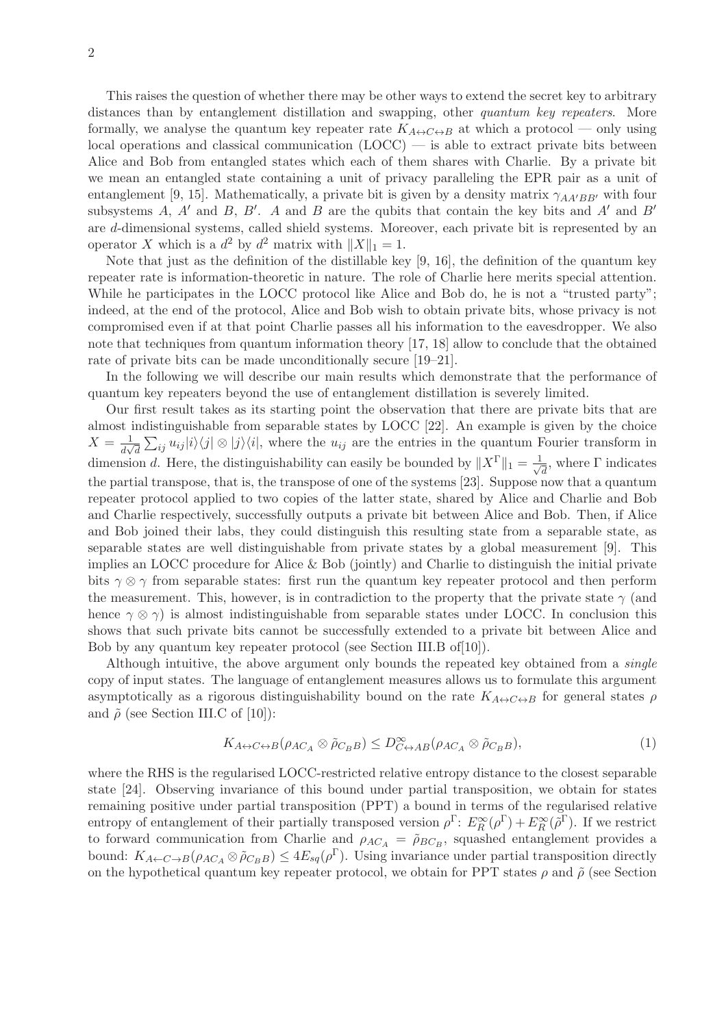This raises the question of whether there may be other ways to extend the secret key to arbitrary distances than by entanglement distillation and swapping, other *quantum key repeaters*. More formally, we analyse the quantum key repeater rate $K_{A\leftrightarrow C\leftrightarrow B}$ at which a protocol — only using local operations and classical communication (LOCC) — is able to extract private bits between Alice and Bob from entangled states which each of them shares with Charlie. By a private bit we mean an entangled state containing a unit of privacy paralleling the EPR pair as a unit of entanglement [9, 15]. Mathematically, a private bit is given by a density matrix $\gamma_{AA'BB'}$ with four subsystems $A$, $A'$ and $B$, $B'$. $A$ and $B$ are the qubits that contain the key bits and $A'$ and $B'$ are $d$-dimensional systems, called shield systems. Moreover, each private bit is represented by an operator $X$ which is a $d^2$ by $d^2$ matrix with $\|X\|_1 = 1$.

Note that just as the definition of the distillable key [9, 16], the definition of the quantum key repeater rate is information-theoretic in nature. The role of Charlie here merits special attention. While he participates in the LOCC protocol like Alice and Bob do, he is not a "trusted party"; indeed, at the end of the protocol, Alice and Bob wish to obtain private bits, whose privacy is not compromised even if at that point Charlie passes all his information to the eavesdropper. We also note that techniques from quantum information theory [17, 18] allow to conclude that the obtained rate of private bits can be made unconditionally secure [19–21].

In the following we will describe our main results which demonstrate that the performance of quantum key repeaters beyond the use of entanglement distillation is severely limited.

Our first result takes as its starting point the observation that there are private bits that are almost indistinguishable from separable states by LOCC [22]. An example is given by the choice $X = \frac{1}{d\sqrt{d}}\sum_{ij} u_{ij}|i\rangle\langle j| \otimes |j\rangle\langle i|$, where the $u_{ij}$ are the entries in the quantum Fourier transform in dimension $d$. Here, the distinguishability can easily be bounded by $\|X^\Gamma\|_1 = \frac{1}{\sqrt{d}}$, where $\Gamma$ indicates the partial transpose, that is, the transpose of one of the systems [23]. Suppose now that a quantum repeater protocol applied to two copies of the latter state, shared by Alice and Charlie and Bob and Charlie respectively, successfully outputs a private bit between Alice and Bob. Then, if Alice and Bob joined their labs, they could distinguish this resulting state from a separable state, as separable states are well distinguishable from private states by a global measurement [9]. This implies an LOCC procedure for Alice & Bob (jointly) and Charlie to distinguish the initial private bits $\gamma \otimes \gamma$ from separable states: first run the quantum key repeater protocol and then perform the measurement. This, however, is in contradiction to the property that the private state $\gamma$ (and hence $\gamma \otimes \gamma$) is almost indistinguishable from separable states under LOCC. In conclusion this shows that such private bits cannot be successfully extended to a private bit between Alice and Bob by any quantum key repeater protocol (see Section III.B of[10]).

Although intuitive, the above argument only bounds the repeated key obtained from a *single* copy of input states. The language of entanglement measures allows us to formulate this argument asymptotically as a rigorous distinguishability bound on the rate $K_{A\leftrightarrow C\leftrightarrow B}$ for general states $\rho$ and $\tilde{\rho}$ (see Section III.C of [10]):

$$K_{A\leftrightarrow C\leftrightarrow B}(\rho_{AC_A} \otimes \tilde{\rho}_{C_B B}) \leq D^{\infty}_{C\leftrightarrow AB}(\rho_{AC_A} \otimes \tilde{\rho}_{C_B B}), \tag{1}$$

where the RHS is the regularised LOCC-restricted relative entropy distance to the closest separable state [24]. Observing invariance of this bound under partial transposition, we obtain for states remaining positive under partial transposition (PPT) a bound in terms of the regularised relative entropy of entanglement of their partially transposed version $\rho^\Gamma$: $E_R^\infty(\rho^\Gamma) + E_R^\infty(\tilde{\rho}^\Gamma)$. If we restrict to forward communication from Charlie and $\rho_{AC_A} = \tilde{\rho}_{BC_B}$, squashed entanglement provides a bound: $K_{A\leftarrow C\rightarrow B}(\rho_{AC_A} \otimes \tilde{\rho}_{C_B B}) \leq 4E_{sq}(\rho^\Gamma)$. Using invariance under partial transposition directly on the hypothetical quantum key repeater protocol, we obtain for PPT states $\rho$ and $\tilde{\rho}$ (see Section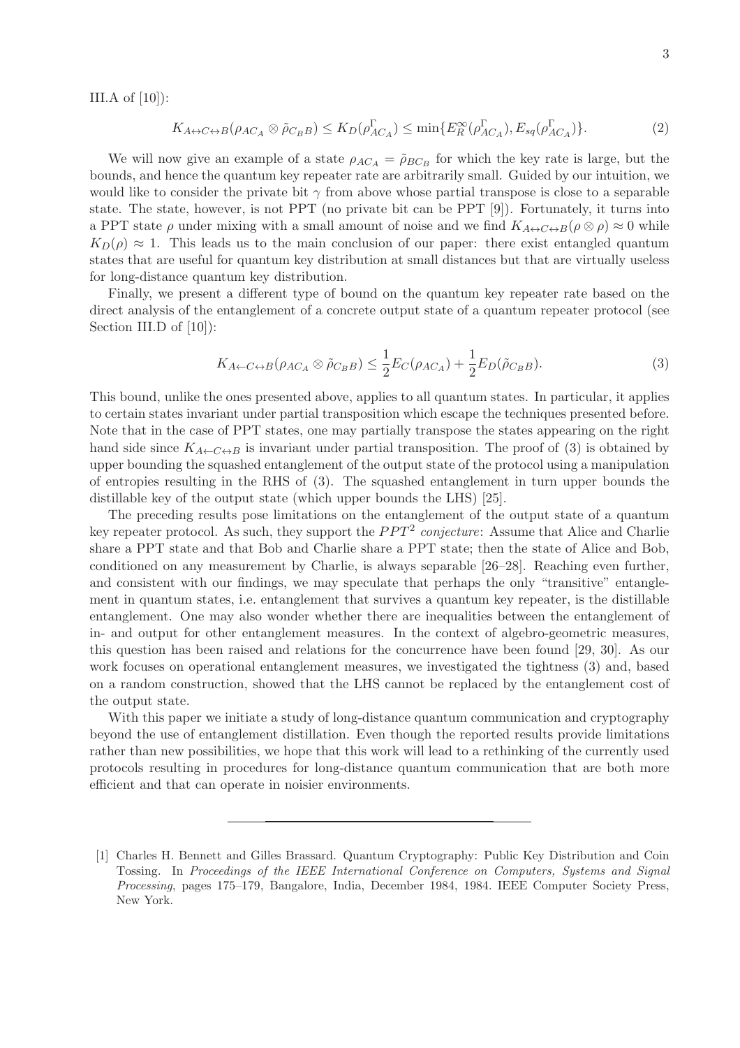III.A of [10]):

$$K_{A\leftrightarrow C\leftrightarrow B}(\rho_{AC_A}\otimes\tilde{\rho}_{C_B B}) \leq K_D(\rho_{AC_A}^{\Gamma}) \leq \min\{E_R^{\infty}(\rho_{AC_A}^{\Gamma}), E_{sq}(\rho_{AC_A}^{\Gamma})\}. \tag{2}$$

We will now give an example of a state $\rho_{AC_A} = \tilde{\rho}_{BC_B}$ for which the key rate is large, but the bounds, and hence the quantum key repeater rate are arbitrarily small. Guided by our intuition, we would like to consider the private bit $\gamma$ from above whose partial transpose is close to a separable state. The state, however, is not PPT (no private bit can be PPT [9]). Fortunately, it turns into a PPT state $\rho$ under mixing with a small amount of noise and we find $K_{A\leftrightarrow C\leftrightarrow B}(\rho\otimes\rho)\approx 0$ while $K_D(\rho)\approx 1$. This leads us to the main conclusion of our paper: there exist entangled quantum states that are useful for quantum key distribution at small distances but that are virtually useless for long-distance quantum key distribution.

Finally, we present a different type of bound on the quantum key repeater rate based on the direct analysis of the entanglement of a concrete output state of a quantum repeater protocol (see Section III.D of [10]):

$$K_{A\leftarrow C\leftrightarrow B}(\rho_{AC_A}\otimes\tilde{\rho}_{C_B B}) \leq \frac{1}{2}E_C(\rho_{AC_A}) + \frac{1}{2}E_D(\tilde{\rho}_{C_B B}). \tag{3}$$

This bound, unlike the ones presented above, applies to all quantum states. In particular, it applies to certain states invariant under partial transposition which escape the techniques presented before. Note that in the case of PPT states, one may partially transpose the states appearing on the right hand side since $K_{A\leftarrow C\leftrightarrow B}$ is invariant under partial transposition. The proof of (3) is obtained by upper bounding the squashed entanglement of the output state of the protocol using a manipulation of entropies resulting in the RHS of (3). The squashed entanglement in turn upper bounds the distillable key of the output state (which upper bounds the LHS) [25].

The preceding results pose limitations on the entanglement of the output state of a quantum key repeater protocol. As such, they support the *$PPT^2$ conjecture*: Assume that Alice and Charlie share a PPT state and that Bob and Charlie share a PPT state; then the state of Alice and Bob, conditioned on any measurement by Charlie, is always separable [26–28]. Reaching even further, and consistent with our findings, we may speculate that perhaps the only "transitive" entanglement in quantum states, i.e. entanglement that survives a quantum key repeater, is the distillable entanglement. One may also wonder whether there are inequalities between the entanglement of in- and output for other entanglement measures. In the context of algebro-geometric measures, this question has been raised and relations for the concurrence have been found [29, 30]. As our work focuses on operational entanglement measures, we investigated the tightness (3) and, based on a random construction, showed that the LHS cannot be replaced by the entanglement cost of the output state.

With this paper we initiate a study of long-distance quantum communication and cryptography beyond the use of entanglement distillation. Even though the reported results provide limitations rather than new possibilities, we hope that this work will lead to a rethinking of the currently used protocols resulting in procedures for long-distance quantum communication that are both more efficient and that can operate in noisier environments.

---

[1] Charles H. Bennett and Gilles Brassard. Quantum Cryptography: Public Key Distribution and Coin Tossing. In *Proceedings of the IEEE International Conference on Computers, Systems and Signal Processing*, pages 175–179, Bangalore, India, December 1984, 1984. IEEE Computer Society Press, New York.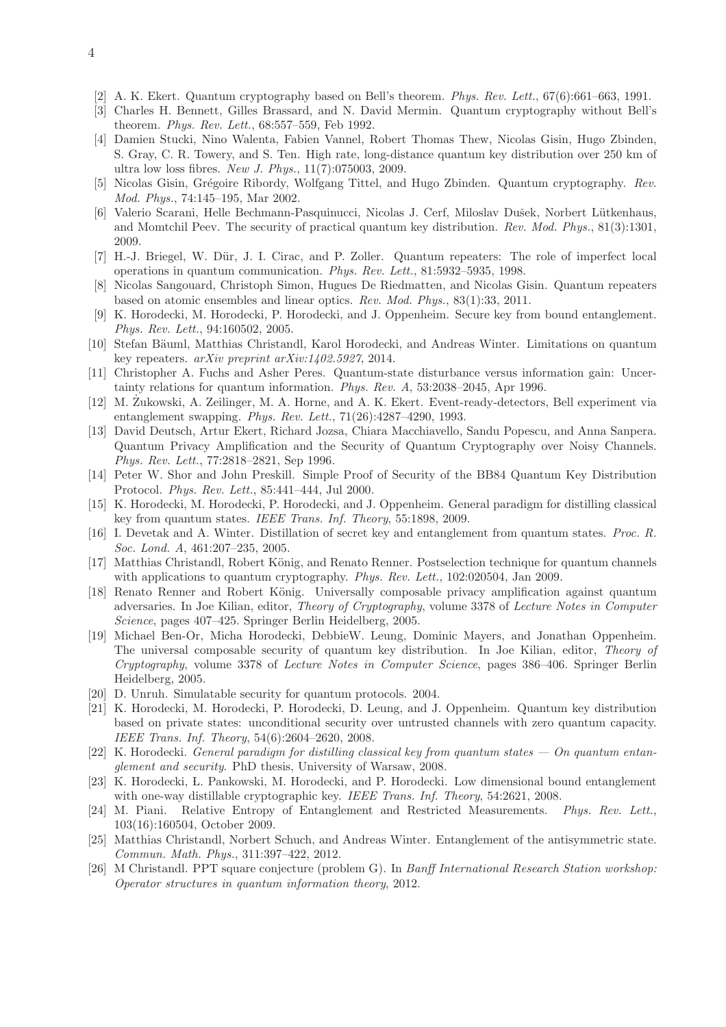[2] A. K. Ekert. Quantum cryptography based on Bell's theorem. *Phys. Rev. Lett.*, 67(6):661–663, 1991.

[3] Charles H. Bennett, Gilles Brassard, and N. David Mermin. Quantum cryptography without Bell's theorem. *Phys. Rev. Lett.*, 68:557–559, Feb 1992.

[4] Damien Stucki, Nino Walenta, Fabien Vannel, Robert Thomas Thew, Nicolas Gisin, Hugo Zbinden, S. Gray, C. R. Towery, and S. Ten. High rate, long-distance quantum key distribution over 250 km of ultra low loss fibres. *New J. Phys.*, 11(7):075003, 2009.

[5] Nicolas Gisin, Grégoire Ribordy, Wolfgang Tittel, and Hugo Zbinden. Quantum cryptography. *Rev. Mod. Phys.*, 74:145–195, Mar 2002.

[6] Valerio Scarani, Helle Bechmann-Pasquinucci, Nicolas J. Cerf, Miloslav Dušek, Norbert Lütkenhaus, and Momtchil Peev. The security of practical quantum key distribution. *Rev. Mod. Phys.*, 81(3):1301, 2009.

[7] H.-J. Briegel, W. Dür, J. I. Cirac, and P. Zoller. Quantum repeaters: The role of imperfect local operations in quantum communication. *Phys. Rev. Lett.*, 81:5932–5935, 1998.

[8] Nicolas Sangouard, Christoph Simon, Hugues De Riedmatten, and Nicolas Gisin. Quantum repeaters based on atomic ensembles and linear optics. *Rev. Mod. Phys.*, 83(1):33, 2011.

[9] K. Horodecki, M. Horodecki, P. Horodecki, and J. Oppenheim. Secure key from bound entanglement. *Phys. Rev. Lett.*, 94:160502, 2005.

[10] Stefan Bäuml, Matthias Christandl, Karol Horodecki, and Andreas Winter. Limitations on quantum key repeaters. *arXiv preprint arXiv:1402.5927*, 2014.

[11] Christopher A. Fuchs and Asher Peres. Quantum-state disturbance versus information gain: Uncertainty relations for quantum information. *Phys. Rev. A*, 53:2038–2045, Apr 1996.

[12] M. Żukowski, A. Zeilinger, M. A. Horne, and A. K. Ekert. Event-ready-detectors, Bell experiment via entanglement swapping. *Phys. Rev. Lett.*, 71(26):4287–4290, 1993.

[13] David Deutsch, Artur Ekert, Richard Jozsa, Chiara Macchiavello, Sandu Popescu, and Anna Sanpera. Quantum Privacy Amplification and the Security of Quantum Cryptography over Noisy Channels. *Phys. Rev. Lett.*, 77:2818–2821, Sep 1996.

[14] Peter W. Shor and John Preskill. Simple Proof of Security of the BB84 Quantum Key Distribution Protocol. *Phys. Rev. Lett.*, 85:441–444, Jul 2000.

[15] K. Horodecki, M. Horodecki, P. Horodecki, and J. Oppenheim. General paradigm for distilling classical key from quantum states. *IEEE Trans. Inf. Theory*, 55:1898, 2009.

[16] I. Devetak and A. Winter. Distillation of secret key and entanglement from quantum states. *Proc. R. Soc. Lond. A*, 461:207–235, 2005.

[17] Matthias Christandl, Robert König, and Renato Renner. Postselection technique for quantum channels with applications to quantum cryptography. *Phys. Rev. Lett.*, 102:020504, Jan 2009.

[18] Renato Renner and Robert König. Universally composable privacy amplification against quantum adversaries. In Joe Kilian, editor, *Theory of Cryptography*, volume 3378 of *Lecture Notes in Computer Science*, pages 407–425. Springer Berlin Heidelberg, 2005.

[19] Michael Ben-Or, Micha Horodecki, DebbieW. Leung, Dominic Mayers, and Jonathan Oppenheim. The universal composable security of quantum key distribution. In Joe Kilian, editor, *Theory of Cryptography*, volume 3378 of *Lecture Notes in Computer Science*, pages 386–406. Springer Berlin Heidelberg, 2005.

[20] D. Unruh. Simulatable security for quantum protocols. 2004.

[21] K. Horodecki, M. Horodecki, P. Horodecki, D. Leung, and J. Oppenheim. Quantum key distribution based on private states: unconditional security over untrusted channels with zero quantum capacity. *IEEE Trans. Inf. Theory*, 54(6):2604–2620, 2008.

[22] K. Horodecki. *General paradigm for distilling classical key from quantum states — On quantum entanglement and security*. PhD thesis, University of Warsaw, 2008.

[23] K. Horodecki, Ł. Pankowski, M. Horodecki, and P. Horodecki. Low dimensional bound entanglement with one-way distillable cryptographic key. *IEEE Trans. Inf. Theory*, 54:2621, 2008.

[24] M. Piani. Relative Entropy of Entanglement and Restricted Measurements. *Phys. Rev. Lett.*, 103(16):160504, October 2009.

[25] Matthias Christandl, Norbert Schuch, and Andreas Winter. Entanglement of the antisymmetric state. *Commun. Math. Phys.*, 311:397–422, 2012.

[26] M Christandl. PPT square conjecture (problem G). In *Banff International Research Station workshop: Operator structures in quantum information theory*, 2012.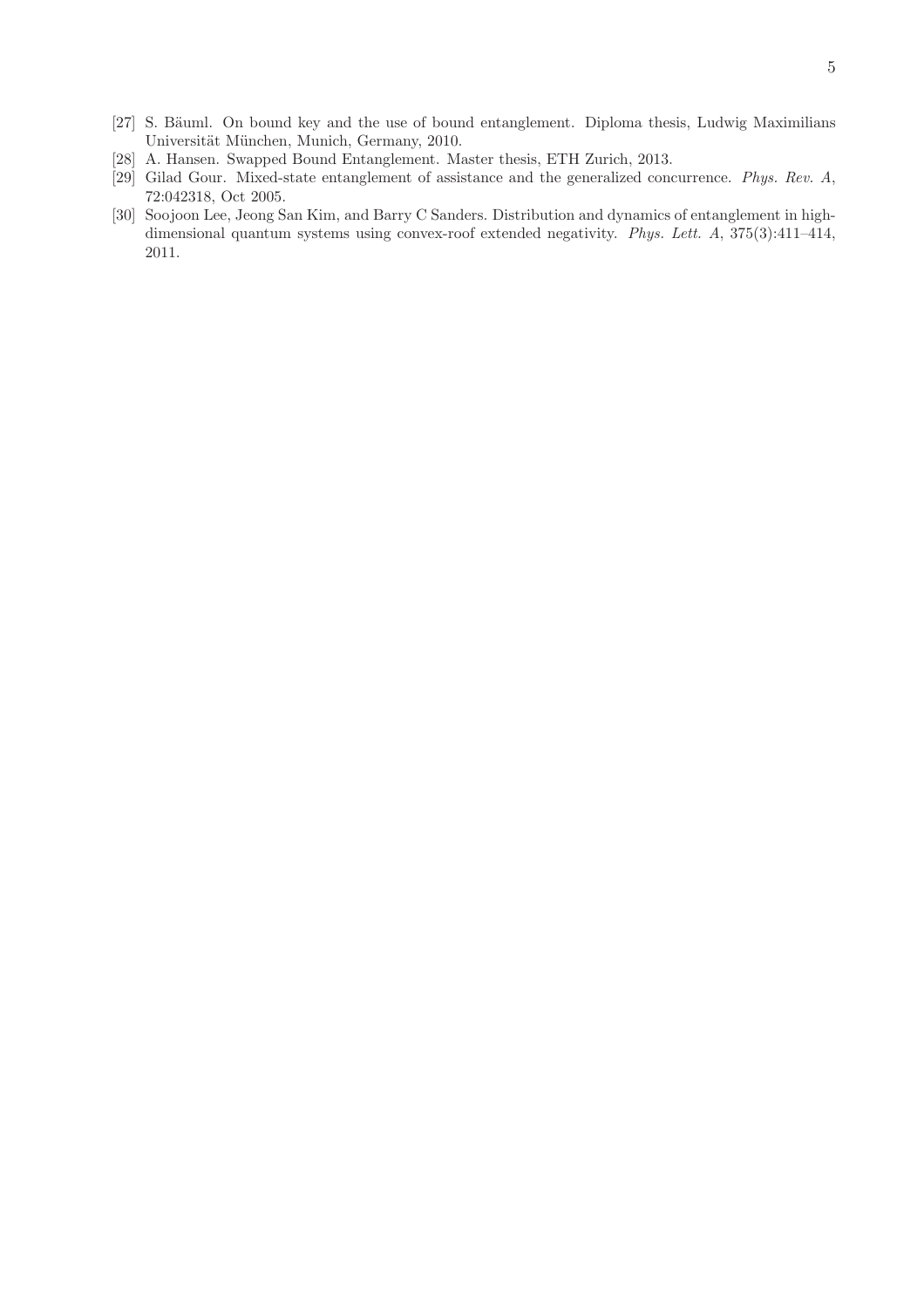[27] S. Bäuml. On bound key and the use of bound entanglement. Diploma thesis, Ludwig Maximilians Universität München, Munich, Germany, 2010.

[28] A. Hansen. Swapped Bound Entanglement. Master thesis, ETH Zurich, 2013.

[29] Gilad Gour. Mixed-state entanglement of assistance and the generalized concurrence. *Phys. Rev. A*, 72:042318, Oct 2005.

[30] Soojoon Lee, Jeong San Kim, and Barry C Sanders. Distribution and dynamics of entanglement in high-dimensional quantum systems using convex-roof extended negativity. *Phys. Lett. A*, 375(3):411–414, 2011.